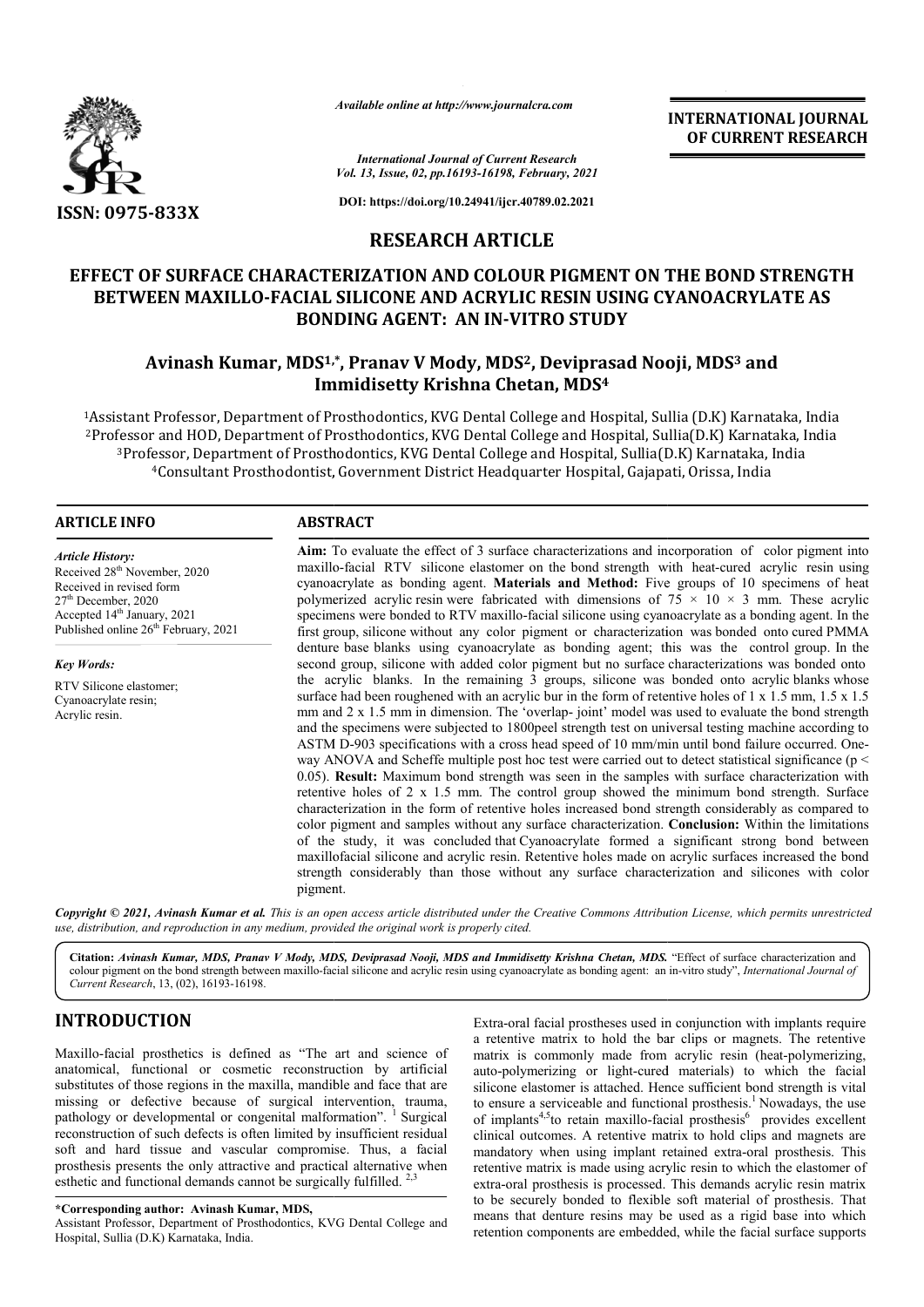*Available online at http://www.journalcra.com*

*International Journal of Current Research*
*Vol. 13, Issue, 02, pp.16193-16198, February, 2021*

**DOI: https://doi.org/10.24941/ijcr.40789.02.2021**

**INTERNATIONAL JOURNAL OF CURRENT RESEARCH**

**ISSN: 0975-833X**

## RESEARCH ARTICLE

# EFFECT OF SURFACE CHARACTERIZATION AND COLOUR PIGMENT ON THE BOND STRENGTH BETWEEN MAXILLO-FACIAL SILICONE AND ACRYLIC RESIN USING CYANOACRYLATE AS BONDING AGENT: AN IN-VITRO STUDY

**Avinash Kumar, MDS[1,*], Pranav V Mody, MDS[2], Deviprasad Nooji, MDS[3] and Immidisetty Krishna Chetan, MDS[4]**

[1]Assistant Professor, Department of Prosthodontics, KVG Dental College and Hospital, Sullia (D.K) Karnataka, India
[2]Professor and HOD, Department of Prosthodontics, KVG Dental College and Hospital, Sullia(D.K) Karnataka, India
[3]Professor, Department of Prosthodontics, KVG Dental College and Hospital, Sullia(D.K) Karnataka, India
[4]Consultant Prosthodontist, Government District Headquarter Hospital, Gajapati, Orissa, India

### ARTICLE INFO

*Article History:*
Received 28th November, 2020
Received in revised form
27th December, 2020
Accepted 14th January, 2021
Published online 26th February, 2021

*Key Words:*
RTV Silicone elastomer;
Cyanoacrylate resin;
Acrylic resin.

### ABSTRACT

**Aim:** To evaluate the effect of 3 surface characterizations and incorporation of color pigment into maxillo-facial RTV silicone elastomer on the bond strength with heat-cured acrylic resin using cyanoacrylate as bonding agent. **Materials and Method:** Five groups of 10 specimens of heat polymerized acrylic resin were fabricated with dimensions of $75 \times 10 \times 3$ mm. These acrylic specimens were bonded to RTV maxillo-facial silicone using cyanoacrylate as a bonding agent. In the first group, silicone without any color pigment or characterization was bonded onto cured PMMA denture base blanks using cyanoacrylate as bonding agent; this was the control group. In the second group, silicone with added color pigment but no surface characterizations was bonded onto the acrylic blanks. In the remaining 3 groups, silicone was bonded onto acrylic blanks whose surface had been roughened with an acrylic bur in the form of retentive holes of 1 x 1.5 mm, 1.5 x 1.5 mm and 2 x 1.5 mm in dimension. The 'overlap- joint' model was used to evaluate the bond strength and the specimens were subjected to 1800peel strength test on universal testing machine according to ASTM D-903 specifications with a cross head speed of 10 mm/min until bond failure occurred. One-way ANOVA and Scheffe multiple post hoc test were carried out to detect statistical significance ($p < 0.05$). **Result:** Maximum bond strength was seen in the samples with surface characterization with retentive holes of 2 x 1.5 mm. The control group showed the minimum bond strength. Surface characterization in the form of retentive holes increased bond strength considerably as compared to color pigment and samples without any surface characterization. **Conclusion:** Within the limitations of the study, it was concluded that Cyanoacrylate formed a significant strong bond between maxillofacial silicone and acrylic resin. Retentive holes made on acrylic surfaces increased the bond strength considerably than those without any surface characterization and silicones with color pigment.

*Copyright © 2021, Avinash Kumar et al. This is an open access article distributed under the Creative Commons Attribution License, which permits unrestricted use, distribution, and reproduction in any medium, provided the original work is properly cited.*

**Citation:** *Avinash Kumar, MDS, Pranav V Mody, MDS, Deviprasad Nooji, MDS and Immidisetty Krishna Chetan, MDS.* "Effect of surface characterization and colour pigment on the bond strength between maxillo-facial silicone and acrylic resin using cyanoacrylate as bonding agent: an in-vitro study", *International Journal of Current Research*, 13, (02), 16193-16198.

## INTRODUCTION

Maxillo-facial prosthetics is defined as "The art and science of anatomical, functional or cosmetic reconstruction by artificial substitutes of those regions in the maxilla, mandible and face that are missing or defective because of surgical intervention, trauma, pathology or developmental or congenital malformation".[1] Surgical reconstruction of such defects is often limited by insufficient residual soft and hard tissue and vascular compromise. Thus, a facial prosthesis presents the only attractive and practical alternative when esthetic and functional demands cannot be surgically fulfilled.[2,3]

Extra-oral facial prostheses used in conjunction with implants require a retentive matrix to hold the bar clips or magnets. The retentive matrix is commonly made from acrylic resin (heat-polymerizing, auto-polymerizing or light-cured materials) to which the facial silicone elastomer is attached. Hence sufficient bond strength is vital to ensure a serviceable and functional prosthesis.[1] Nowadays, the use of implants[4,5]to retain maxillo-facial prosthesis[6] provides excellent clinical outcomes. A retentive matrix to hold clips and magnets are mandatory when using implant retained extra-oral prosthesis. This retentive matrix is made using acrylic resin to which the elastomer of extra-oral prosthesis is processed. This demands acrylic resin matrix to be securely bonded to flexible soft material of prosthesis. That means that denture resins may be used as a rigid base into which retention components are embedded, while the facial surface supports

**\*Corresponding author: Avinash Kumar, MDS,**
Assistant Professor, Department of Prosthodontics, KVG Dental College and Hospital, Sullia (D.K) Karnataka, India.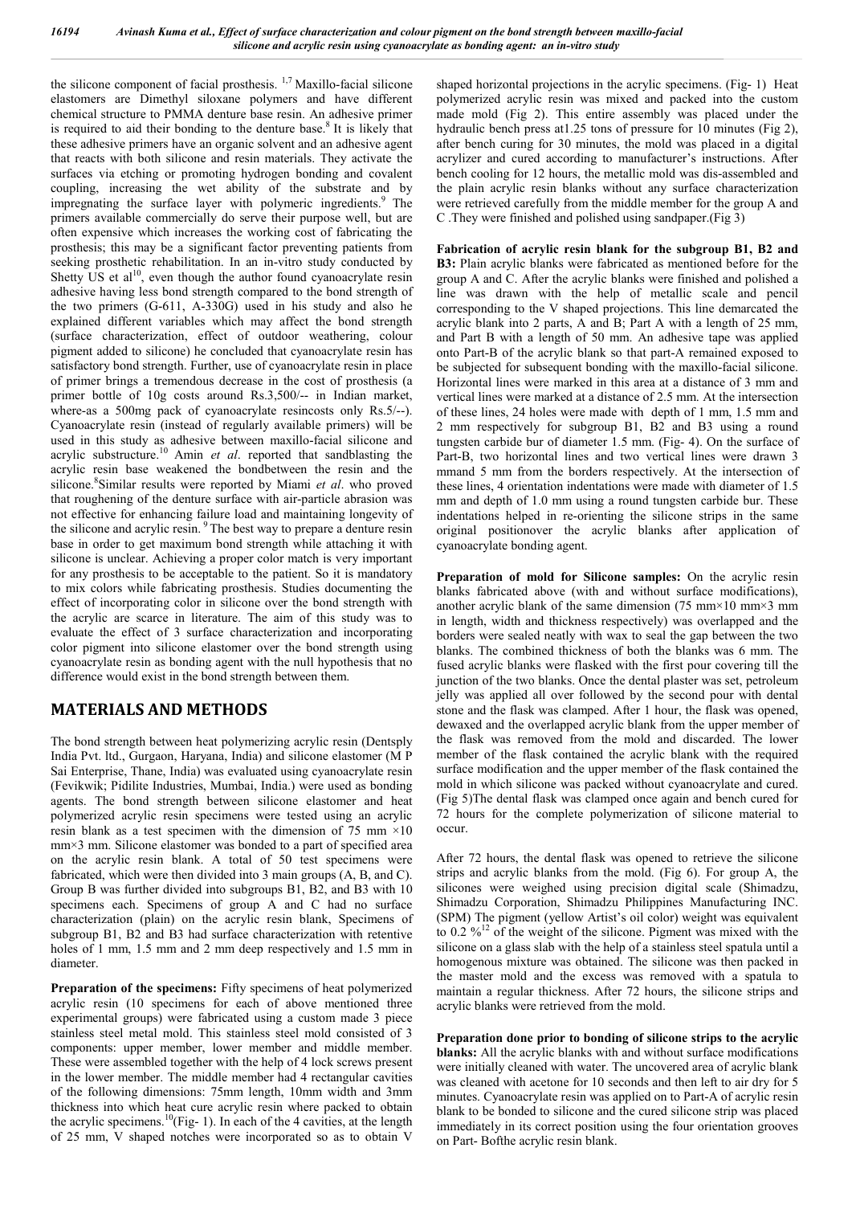the silicone component of facial prosthesis. [1,7] Maxillo-facial silicone elastomers are Dimethyl siloxane polymers and have different chemical structure to PMMA denture base resin. An adhesive primer is required to aid their bonding to the denture base.[8] It is likely that these adhesive primers have an organic solvent and an adhesive agent that reacts with both silicone and resin materials. They activate the surfaces via etching or promoting hydrogen bonding and covalent coupling, increasing the wet ability of the substrate and by impregnating the surface layer with polymeric ingredients.[9] The primers available commercially do serve their purpose well, but are often expensive which increases the working cost of fabricating the prosthesis; this may be a significant factor preventing patients from seeking prosthetic rehabilitation. In an in-vitro study conducted by Shetty US et al[10], even though the author found cyanoacrylate resin adhesive having less bond strength compared to the bond strength of the two primers (G-611, A-330G) used in his study and also he explained different variables which may affect the bond strength (surface characterization, effect of outdoor weathering, colour pigment added to silicone) he concluded that cyanoacrylate resin has satisfactory bond strength. Further, use of cyanoacrylate resin in place of primer brings a tremendous decrease in the cost of prosthesis (a primer bottle of 10g costs around Rs.3,500/-- in Indian market, where-as a 500mg pack of cyanoacrylate resincosts only Rs.5/--). Cyanoacrylate resin (instead of regularly available primers) will be used in this study as adhesive between maxillo-facial silicone and acrylic substructure.[10] Amin *et al*. reported that sandblasting the acrylic resin base weakened the bondbetween the resin and the silicone.[8]Similar results were reported by Miami *et al*. who proved that roughening of the denture surface with air-particle abrasion was not effective for enhancing failure load and maintaining longevity of the silicone and acrylic resin. [9] The best way to prepare a denture resin base in order to get maximum bond strength while attaching it with silicone is unclear. Achieving a proper color match is very important for any prosthesis to be acceptable to the patient. So it is mandatory to mix colors while fabricating prosthesis. Studies documenting the effect of incorporating color in silicone over the bond strength with the acrylic are scarce in literature. The aim of this study was to evaluate the effect of 3 surface characterization and incorporating color pigment into silicone elastomer over the bond strength using cyanoacrylate resin as bonding agent with the null hypothesis that no difference would exist in the bond strength between them.

## MATERIALS AND METHODS

The bond strength between heat polymerizing acrylic resin (Dentsply India Pvt. ltd., Gurgaon, Haryana, India) and silicone elastomer (M P Sai Enterprise, Thane, India) was evaluated using cyanoacrylate resin (Fevikwik; Pidilite Industries, Mumbai, India.) were used as bonding agents. The bond strength between silicone elastomer and heat polymerized acrylic resin specimens were tested using an acrylic resin blank as a test specimen with the dimension of 75 mm ×10 mm×3 mm. Silicone elastomer was bonded to a part of specified area on the acrylic resin blank. A total of 50 test specimens were fabricated, which were then divided into 3 main groups (A, B, and C). Group B was further divided into subgroups B1, B2, and B3 with 10 specimens each. Specimens of group A and C had no surface characterization (plain) on the acrylic resin blank, Specimens of subgroup B1, B2 and B3 had surface characterization with retentive holes of 1 mm, 1.5 mm and 2 mm deep respectively and 1.5 mm in diameter.

**Preparation of the specimens:** Fifty specimens of heat polymerized acrylic resin (10 specimens for each of above mentioned three experimental groups) were fabricated using a custom made 3 piece stainless steel metal mold. This stainless steel mold consisted of 3 components: upper member, lower member and middle member. These were assembled together with the help of 4 lock screws present in the lower member. The middle member had 4 rectangular cavities of the following dimensions: 75mm length, 10mm width and 3mm thickness into which heat cure acrylic resin where packed to obtain the acrylic specimens.[10](Fig- 1). In each of the 4 cavities, at the length of 25 mm, V shaped notches were incorporated so as to obtain V shaped horizontal projections in the acrylic specimens. (Fig- 1) Heat polymerized acrylic resin was mixed and packed into the custom made mold (Fig 2). This entire assembly was placed under the hydraulic bench press at1.25 tons of pressure for 10 minutes (Fig 2), after bench curing for 30 minutes, the mold was placed in a digital acrylizer and cured according to manufacturer's instructions. After bench cooling for 12 hours, the metallic mold was dis-assembled and the plain acrylic resin blanks without any surface characterization were retrieved carefully from the middle member for the group A and C .They were finished and polished using sandpaper.(Fig 3)

**Fabrication of acrylic resin blank for the subgroup B1, B2 and B3:** Plain acrylic blanks were fabricated as mentioned before for the group A and C. After the acrylic blanks were finished and polished a line was drawn with the help of metallic scale and pencil corresponding to the V shaped projections. This line demarcated the acrylic blank into 2 parts, A and B; Part A with a length of 25 mm, and Part B with a length of 50 mm. An adhesive tape was applied onto Part-B of the acrylic blank so that part-A remained exposed to be subjected for subsequent bonding with the maxillo-facial silicone. Horizontal lines were marked in this area at a distance of 3 mm and vertical lines were marked at a distance of 2.5 mm. At the intersection of these lines, 24 holes were made with depth of 1 mm, 1.5 mm and 2 mm respectively for subgroup B1, B2 and B3 using a round tungsten carbide bur of diameter 1.5 mm. (Fig- 4). On the surface of Part-B, two horizontal lines and two vertical lines were drawn 3 mmand 5 mm from the borders respectively. At the intersection of these lines, 4 orientation indentations were made with diameter of 1.5 mm and depth of 1.0 mm using a round tungsten carbide bur. These indentations helped in re-orienting the silicone strips in the same original positionover the acrylic blanks after application of cyanoacrylate bonding agent.

**Preparation of mold for Silicone samples:** On the acrylic resin blanks fabricated above (with and without surface modifications), another acrylic blank of the same dimension (75 mm×10 mm×3 mm in length, width and thickness respectively) was overlapped and the borders were sealed neatly with wax to seal the gap between the two blanks. The combined thickness of both the blanks was 6 mm. The fused acrylic blanks were flasked with the first pour covering till the junction of the two blanks. Once the dental plaster was set, petroleum jelly was applied all over followed by the second pour with dental stone and the flask was clamped. After 1 hour, the flask was opened, dewaxed and the overlapped acrylic blank from the upper member of the flask was removed from the mold and discarded. The lower member of the flask contained the acrylic blank with the required surface modification and the upper member of the flask contained the mold in which silicone was packed without cyanoacrylate and cured. (Fig 5)The dental flask was clamped once again and bench cured for 72 hours for the complete polymerization of silicone material to occur.

After 72 hours, the dental flask was opened to retrieve the silicone strips and acrylic blanks from the mold. (Fig 6). For group A, the silicones were weighed using precision digital scale (Shimadzu, Shimadzu Corporation, Shimadzu Philippines Manufacturing INC. (SPM) The pigment (yellow Artist's oil color) weight was equivalent to 0.2 %[12] of the weight of the silicone. Pigment was mixed with the silicone on a glass slab with the help of a stainless steel spatula until a homogenous mixture was obtained. The silicone was then packed in the master mold and the excess was removed with a spatula to maintain a regular thickness. After 72 hours, the silicone strips and acrylic blanks were retrieved from the mold.

**Preparation done prior to bonding of silicone strips to the acrylic blanks:** All the acrylic blanks with and without surface modifications were initially cleaned with water. The uncovered area of acrylic blank was cleaned with acetone for 10 seconds and then left to air dry for 5 minutes. Cyanoacrylate resin was applied on to Part-A of acrylic resin blank to be bonded to silicone and the cured silicone strip was placed immediately in its correct position using the four orientation grooves on Part- Bofthe acrylic resin blank.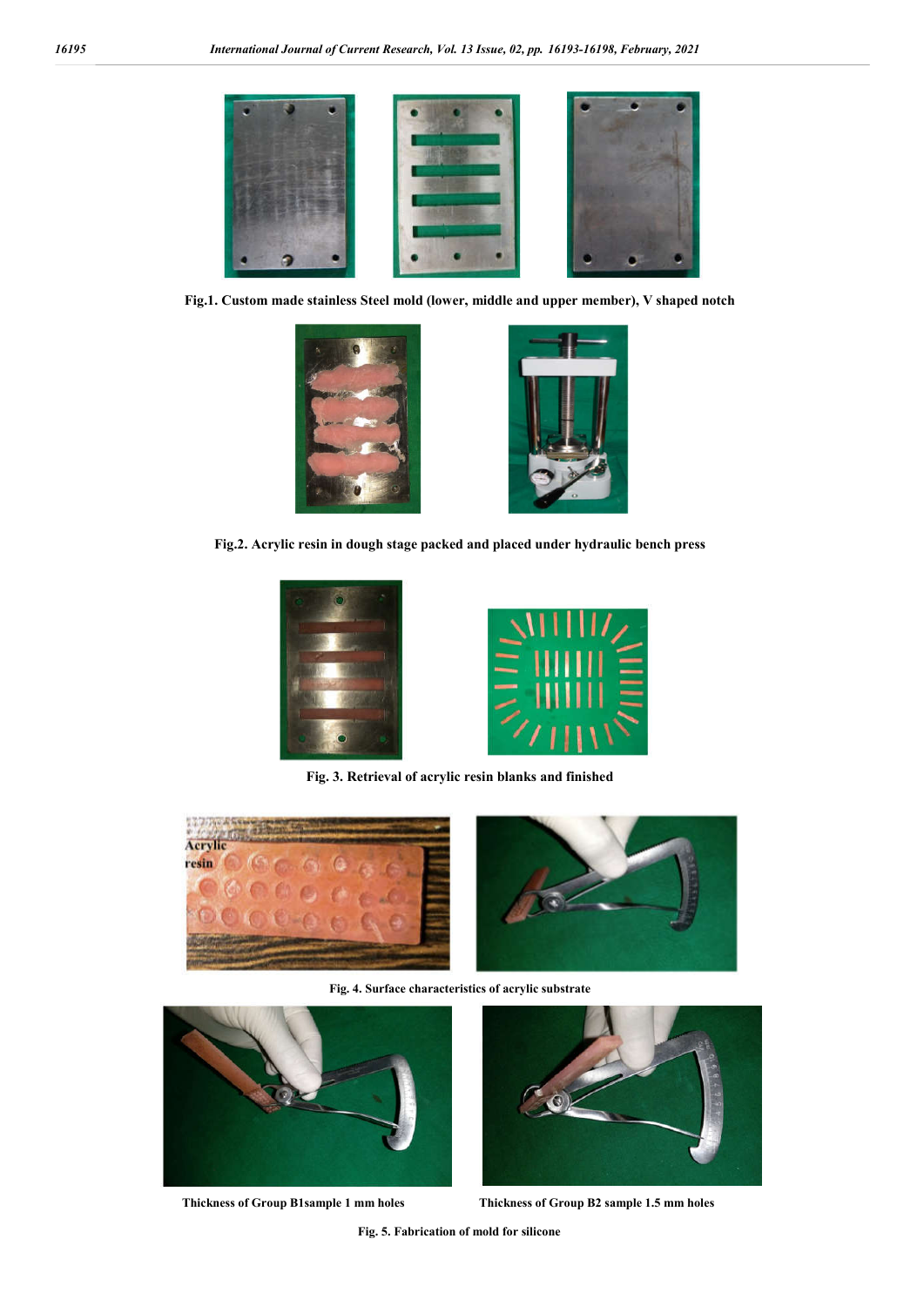Fig.1. Custom made stainless Steel mold (lower, middle and upper member), V shaped notch

Fig.2. Acrylic resin in dough stage packed and placed under hydraulic bench press

Fig. 3. Retrieval of acrylic resin blanks and finished

Fig. 4. Surface characteristics of acrylic substrate

Thickness of Group B1sample 1 mm holes

Thickness of Group B2 sample 1.5 mm holes

Fig. 5. Fabrication of mold for silicone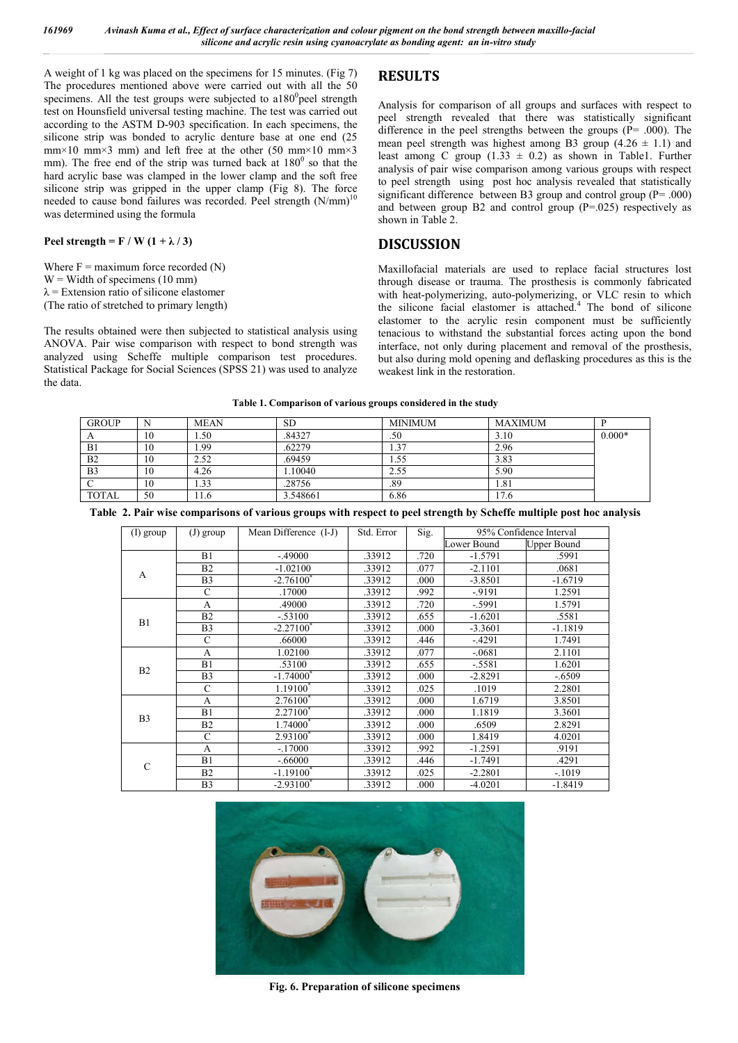A weight of 1 kg was placed on the specimens for 15 minutes. (Fig 7) The procedures mentioned above were carried out with all the 50 specimens. All the test groups were subjected to a$180^0$peel strength test on Hounsfield universal testing machine. The test was carried out according to the ASTM D-903 specification. In each specimens, the silicone strip was bonded to acrylic denture base at one end (25 mm×10 mm×3 mm) and left free at the other (50 mm×10 mm×3 mm). The free end of the strip was turned back at $180^0$ so that the hard acrylic base was clamped in the lower clamp and the soft free silicone strip was gripped in the upper clamp (Fig 8). The force needed to cause bond failures was recorded. Peel strength (N/mm)[10] was determined using the formula

**Peel strength = F / W (1 + λ / 3)**

Where F = maximum force recorded (N)
W = Width of specimens (10 mm)
λ = Extension ratio of silicone elastomer
(The ratio of stretched to primary length)

The results obtained were then subjected to statistical analysis using ANOVA. Pair wise comparison with respect to bond strength was analyzed using Scheffe multiple comparison test procedures. Statistical Package for Social Sciences (SPSS 21) was used to analyze the data.

## RESULTS

Analysis for comparison of all groups and surfaces with respect to peel strength revealed that there was statistically significant difference in the peel strengths between the groups (P= .000). The mean peel strength was highest among B3 group (4.26 ± 1.1) and least among C group (1.33 ± 0.2) as shown in Table1. Further analysis of pair wise comparison among various groups with respect to peel strength using post hoc analysis revealed that statistically significant difference between B3 group and control group (P= .000) and between group B2 and control group (P=.025) respectively as shown in Table 2.

## DISCUSSION

Maxillofacial materials are used to replace facial structures lost through disease or trauma. The prosthesis is commonly fabricated with heat-polymerizing, auto-polymerizing, or VLC resin to which the silicone facial elastomer is attached.[4] The bond of silicone elastomer to the acrylic resin component must be sufficiently tenacious to withstand the substantial forces acting upon the bond interface, not only during placement and removal of the prosthesis, but also during mold opening and deflasking procedures as this is the weakest link in the restoration.

**Table 1. Comparison of various groups considered in the study**

| GROUP | N | MEAN | SD | MINIMUM | MAXIMUM | P |
|---|---|---|---|---|---|---|
| A | 10 | 1.50 | .84327 | .50 | 3.10 | 0.000* |
| B1 | 10 | 1.99 | .62279 | 1.37 | 2.96 | |
| B2 | 10 | 2.52 | .69459 | 1.55 | 3.83 | |
| B3 | 10 | 4.26 | 1.10040 | 2.55 | 5.90 | |
| C | 10 | 1.33 | .28756 | .89 | 1.81 | |
| TOTAL | 50 | 11.6 | 3.548661 | 6.86 | 17.6 | |

**Table 2. Pair wise comparisons of various groups with respect to peel strength by Scheffe multiple post hoc analysis**

| (I) group | (J) group | Mean Difference (I-J) | Std. Error | Sig. | 95% Confidence Interval | |
|---|---|---|---|---|---|---|
| | | | | | Lower Bound | Upper Bound |
| A | B1 | -.49000 | .33912 | .720 | -1.5791 | .5991 |
| | B2 | -1.02100 | .33912 | .077 | -2.1101 | .0681 |
| | B3 | -2.76100* | .33912 | .000 | -3.8501 | -1.6719 |
| | C | .17000 | .33912 | .992 | -.9191 | 1.2591 |
| B1 | A | .49000 | .33912 | .720 | -.5991 | 1.5791 |
| | B2 | -.53100 | .33912 | .655 | -1.6201 | .5581 |
| | B3 | -2.27100* | .33912 | .000 | -3.3601 | -1.1819 |
| | C | .66000 | .33912 | .446 | -.4291 | 1.7491 |
| B2 | A | 1.02100 | .33912 | .077 | -.0681 | 2.1101 |
| | B1 | .53100 | .33912 | .655 | -.5581 | 1.6201 |
| | B3 | -1.74000* | .33912 | .000 | -2.8291 | -.6509 |
| | C | 1.19100* | .33912 | .025 | .1019 | 2.2801 |
| B3 | A | 2.76100* | .33912 | .000 | 1.6719 | 3.8501 |
| | B1 | 2.27100* | .33912 | .000 | 1.1819 | 3.3601 |
| | B2 | 1.74000* | .33912 | .000 | .6509 | 2.8291 |
| | C | 2.93100* | .33912 | .000 | 1.8419 | 4.0201 |
| C | A | -.17000 | .33912 | .992 | -1.2591 | .9191 |
| | B1 | -.66000 | .33912 | .446 | -1.7491 | .4291 |
| | B2 | -1.19100* | .33912 | .025 | -2.2801 | -.1019 |
| | B3 | -2.93100* | .33912 | .000 | -4.0201 | -1.8419 |

**Fig. 6. Preparation of silicone specimens**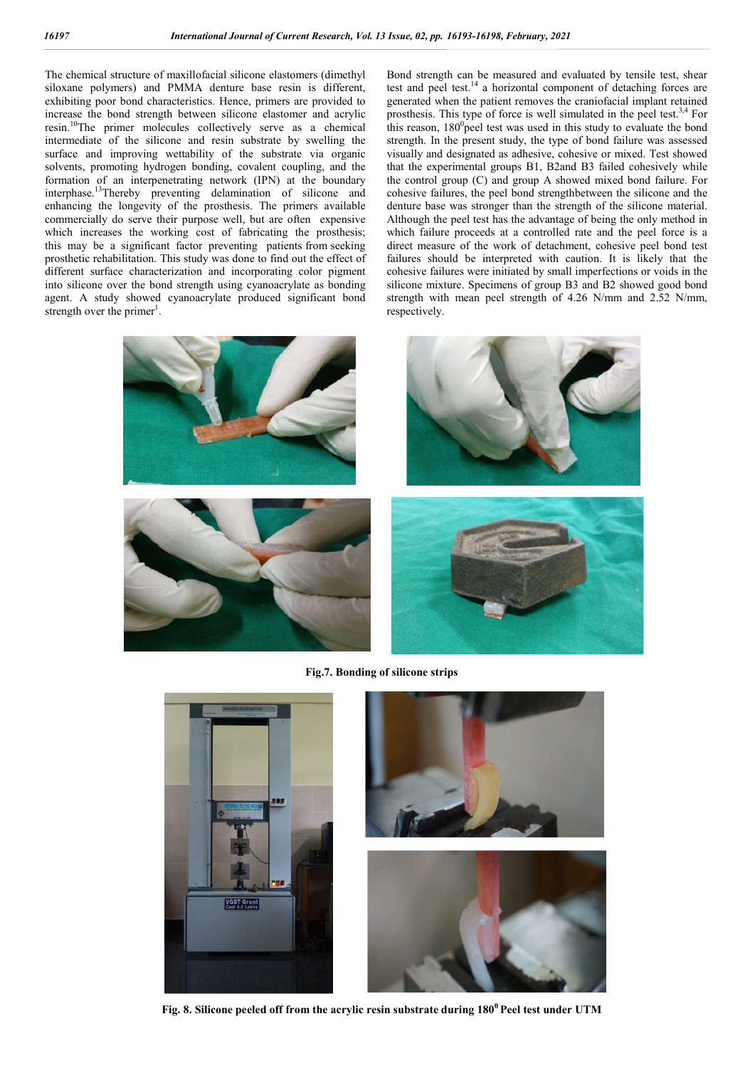The chemical structure of maxillofacial silicone elastomers (dimethyl siloxane polymers) and PMMA denture base resin is different, exhibiting poor bond characteristics. Hence, primers are provided to increase the bond strength between silicone elastomer and acrylic resin.[10]The primer molecules collectively serve as a chemical intermediate of the silicone and resin substrate by swelling the surface and improving wettability of the substrate via organic solvents, promoting hydrogen bonding, covalent coupling, and the formation of an interpenetrating network (IPN) at the boundary interphase.[13]Thereby preventing delamination of silicone and enhancing the longevity of the prosthesis. The primers available commercially do serve their purpose well, but are often expensive which increases the working cost of fabricating the prosthesis; this may be a significant factor preventing patients from seeking prosthetic rehabilitation. This study was done to find out the effect of different surface characterization and incorporating color pigment into silicone over the bond strength using cyanoacrylate as bonding agent. A study showed cyanoacrylate produced significant bond strength over the primer[1].

Bond strength can be measured and evaluated by tensile test, shear test and peel test.[14] a horizontal component of detaching forces are generated when the patient removes the craniofacial implant retained prosthesis. This type of force is well simulated in the peel test.[3,4] For this reason, $180^0$peel test was used in this study to evaluate the bond strength. In the present study, the type of bond failure was assessed visually and designated as adhesive, cohesive or mixed. Test showed that the experimental groups B1, B2and B3 failed cohesively while the control group (C) and group A showed mixed bond failure. For cohesive failures, the peel bond strengthbetween the silicone and the denture base was stronger than the strength of the silicone material. Although the peel test has the advantage of being the only method in which failure proceeds at a controlled rate and the peel force is a direct measure of the work of detachment, cohesive peel bond test failures should be interpreted with caution. It is likely that the cohesive failures were initiated by small imperfections or voids in the silicone mixture. Specimens of group B3 and B2 showed good bond strength with mean peel strength of 4.26 N/mm and 2.52 N/mm, respectively.

**Fig.7. Bonding of silicone strips**

**Fig. 8. Silicone peeled off from the acrylic resin substrate during $180^0$ Peel test under UTM**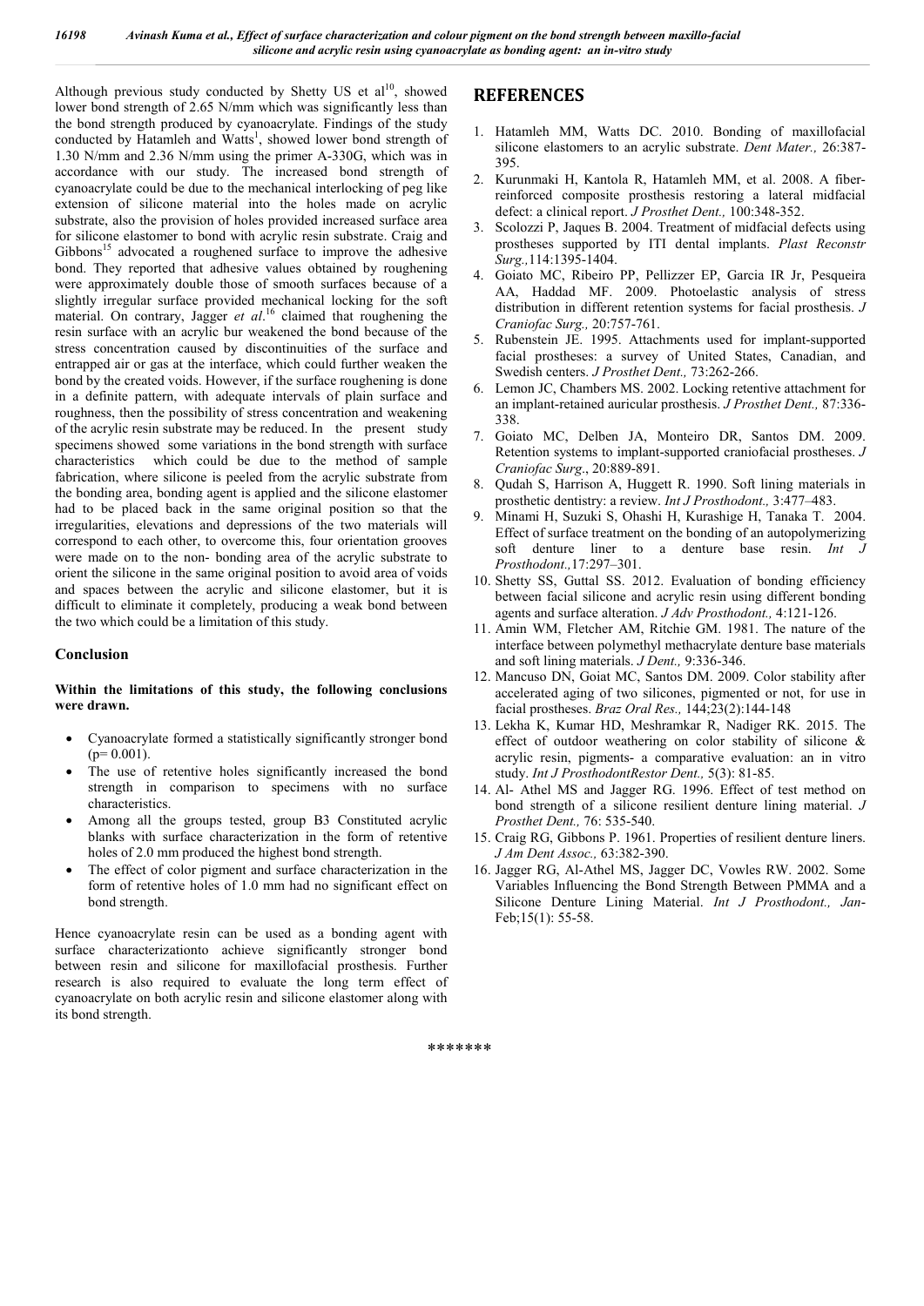Although previous study conducted by Shetty US et al[10], showed lower bond strength of 2.65 N/mm which was significantly less than the bond strength produced by cyanoacrylate. Findings of the study conducted by Hatamleh and Watts[1], showed lower bond strength of 1.30 N/mm and 2.36 N/mm using the primer A-330G, which was in accordance with our study. The increased bond strength of cyanoacrylate could be due to the mechanical interlocking of peg like extension of silicone material into the holes made on acrylic substrate, also the provision of holes provided increased surface area for silicone elastomer to bond with acrylic resin substrate. Craig and Gibbons[15] advocated a roughened surface to improve the adhesive bond. They reported that adhesive values obtained by roughening were approximately double those of smooth surfaces because of a slightly irregular surface provided mechanical locking for the soft material. On contrary, Jagger *et al*.[16] claimed that roughening the resin surface with an acrylic bur weakened the bond because of the stress concentration caused by discontinuities of the surface and entrapped air or gas at the interface, which could further weaken the bond by the created voids. However, if the surface roughening is done in a definite pattern, with adequate intervals of plain surface and roughness, then the possibility of stress concentration and weakening of the acrylic resin substrate may be reduced. In the present study specimens showed some variations in the bond strength with surface characteristics which could be due to the method of sample fabrication, where silicone is peeled from the acrylic substrate from the bonding area, bonding agent is applied and the silicone elastomer had to be placed back in the same original position so that the irregularities, elevations and depressions of the two materials will correspond to each other, to overcome this, four orientation grooves were made on to the non- bonding area of the acrylic substrate to orient the silicone in the same original position to avoid area of voids and spaces between the acrylic and silicone elastomer, but it is difficult to eliminate it completely, producing a weak bond between the two which could be a limitation of this study.

## Conclusion

**Within the limitations of this study, the following conclusions were drawn.**

- Cyanoacrylate formed a statistically significantly stronger bond ($p = 0.001$).
- The use of retentive holes significantly increased the bond strength in comparison to specimens with no surface characteristics.
- Among all the groups tested, group B3 Constituted acrylic blanks with surface characterization in the form of retentive holes of 2.0 mm produced the highest bond strength.
- The effect of color pigment and surface characterization in the form of retentive holes of 1.0 mm had no significant effect on bond strength.

Hence cyanoacrylate resin can be used as a bonding agent with surface characterizationto achieve significantly stronger bond between resin and silicone for maxillofacial prosthesis. Further research is also required to evaluate the long term effect of cyanoacrylate on both acrylic resin and silicone elastomer along with its bond strength.

## REFERENCES

1. Hatamleh MM, Watts DC. 2010. Bonding of maxillofacial silicone elastomers to an acrylic substrate. *Dent Mater.,* 26:387-395.
2. Kurunmaki H, Kantola R, Hatamleh MM, et al. 2008. A fiber-reinforced composite prosthesis restoring a lateral midfacial defect: a clinical report. *J Prosthet Dent.,* 100:348-352.
3. Scolozzi P, Jaques B. 2004. Treatment of midfacial defects using prostheses supported by ITI dental implants. *Plast Reconstr Surg.,*114:1395-1404.
4. Goiato MC, Ribeiro PP, Pellizzer EP, Garcia IR Jr, Pesqueira AA, Haddad MF. 2009. Photoelastic analysis of stress distribution in different retention systems for facial prosthesis. *J Craniofac Surg.,* 20:757-761.
5. Rubenstein JE. 1995. Attachments used for implant-supported facial prostheses: a survey of United States, Canadian, and Swedish centers. *J Prosthet Dent.,* 73:262-266.
6. Lemon JC, Chambers MS. 2002. Locking retentive attachment for an implant-retained auricular prosthesis. *J Prosthet Dent.,* 87:336-338.
7. Goiato MC, Delben JA, Monteiro DR, Santos DM. 2009. Retention systems to implant-supported craniofacial prostheses. *J Craniofac Surg*., 20:889-891.
8. Qudah S, Harrison A, Huggett R. 1990. Soft lining materials in prosthetic dentistry: a review. *Int J Prosthodont.,* 3:477–483.
9. Minami H, Suzuki S, Ohashi H, Kurashige H, Tanaka T. 2004. Effect of surface treatment on the bonding of an autopolymerizing soft denture liner to a denture base resin. *Int J Prosthodont.,*17:297–301.
10. Shetty SS, Guttal SS. 2012. Evaluation of bonding efficiency between facial silicone and acrylic resin using different bonding agents and surface alteration. *J Adv Prosthodont.,* 4:121-126.
11. Amin WM, Fletcher AM, Ritchie GM. 1981. The nature of the interface between polymethyl methacrylate denture base materials and soft lining materials. *J Dent.,* 9:336-346.
12. Mancuso DN, Goiat MC, Santos DM. 2009. Color stability after accelerated aging of two silicones, pigmented or not, for use in facial prostheses. *Braz Oral Res.,* 144;23(2):144-148
13. Lekha K, Kumar HD, Meshramkar R, Nadiger RK. 2015. The effect of outdoor weathering on color stability of silicone & acrylic resin, pigments- a comparative evaluation: an in vitro study. *Int J ProsthodontRestor Dent.,* 5(3): 81-85.
14. Al- Athel MS and Jagger RG. 1996. Effect of test method on bond strength of a silicone resilient denture lining material. *J Prosthet Dent.,* 76: 535-540.
15. Craig RG, Gibbons P. 1961. Properties of resilient denture liners. *J Am Dent Assoc.,* 63:382-390.
16. Jagger RG, Al-Athel MS, Jagger DC, Vowles RW. 2002. Some Variables Influencing the Bond Strength Between PMMA and a Silicone Denture Lining Material. *Int J Prosthodont., Jan*-Feb;15(1): 55-58.

\*\*\*\*\*\*\*